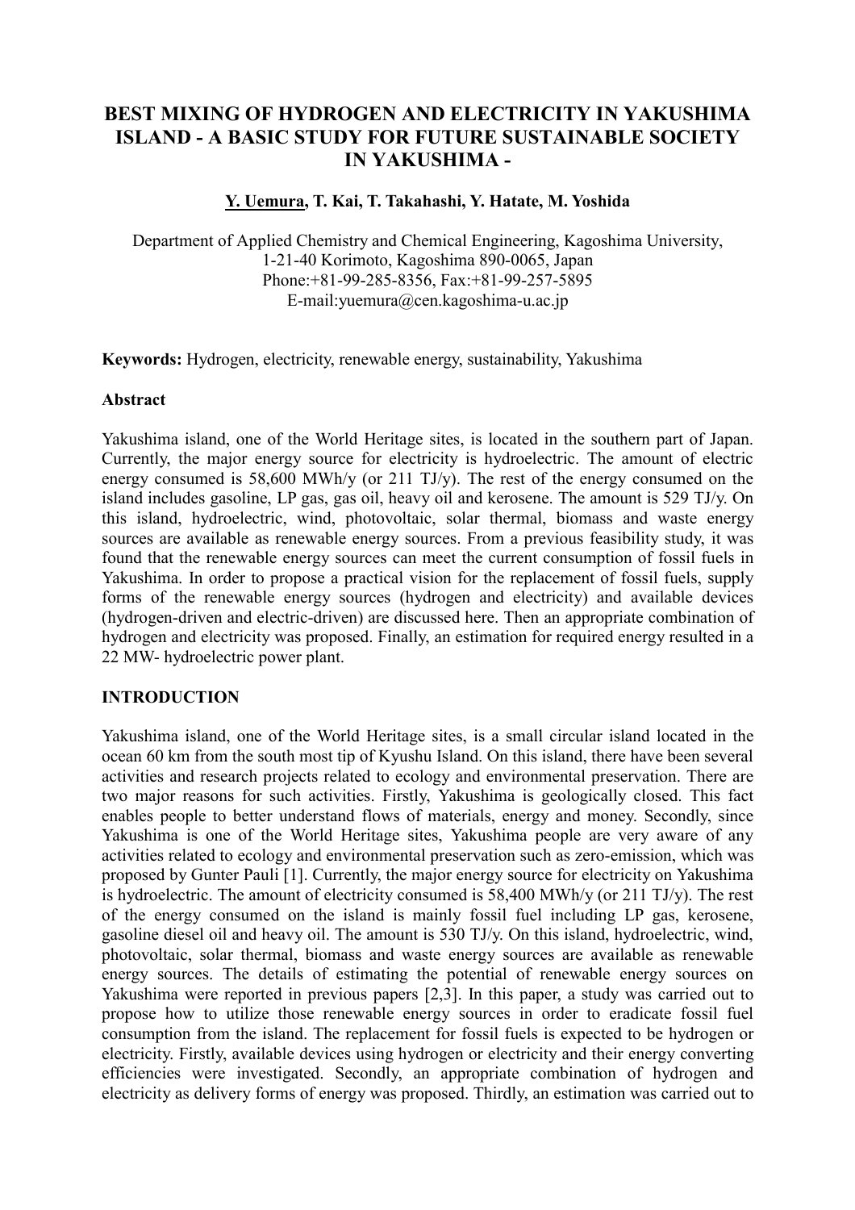# BEST MIXING OF HYDROGEN AND ELECTRICITY IN YAKUSHIMA ISLAND - A BASIC STUDY FOR FUTURE SUSTAINABLE SOCIETY IN YAKUSHIMA -

**Y. Uemura, T. Kai, T. Takahashi, Y. Hatate, M. Yoshida**

Department of Applied Chemistry and Chemical Engineering, Kagoshima University,
1-21-40 Korimoto, Kagoshima 890-0065, Japan
Phone:+81-99-285-8356, Fax:+81-99-257-5895
E-mail:yuemura@cen.kagoshima-u.ac.jp

**Keywords:** Hydrogen, electricity, renewable energy, sustainability, Yakushima

## Abstract

Yakushima island, one of the World Heritage sites, is located in the southern part of Japan. Currently, the major energy source for electricity is hydroelectric. The amount of electric energy consumed is 58,600 MWh/y (or 211 TJ/y). The rest of the energy consumed on the island includes gasoline, LP gas, gas oil, heavy oil and kerosene. The amount is 529 TJ/y. On this island, hydroelectric, wind, photovoltaic, solar thermal, biomass and waste energy sources are available as renewable energy sources. From a previous feasibility study, it was found that the renewable energy sources can meet the current consumption of fossil fuels in Yakushima. In order to propose a practical vision for the replacement of fossil fuels, supply forms of the renewable energy sources (hydrogen and electricity) and available devices (hydrogen-driven and electric-driven) are discussed here. Then an appropriate combination of hydrogen and electricity was proposed. Finally, an estimation for required energy resulted in a 22 MW- hydroelectric power plant.

## INTRODUCTION

Yakushima island, one of the World Heritage sites, is a small circular island located in the ocean 60 km from the south most tip of Kyushu Island. On this island, there have been several activities and research projects related to ecology and environmental preservation. There are two major reasons for such activities. Firstly, Yakushima is geologically closed. This fact enables people to better understand flows of materials, energy and money. Secondly, since Yakushima is one of the World Heritage sites, Yakushima people are very aware of any activities related to ecology and environmental preservation such as zero-emission, which was proposed by Gunter Pauli [1]. Currently, the major energy source for electricity on Yakushima is hydroelectric. The amount of electricity consumed is 58,400 MWh/y (or 211 TJ/y). The rest of the energy consumed on the island is mainly fossil fuel including LP gas, kerosene, gasoline diesel oil and heavy oil. The amount is 530 TJ/y. On this island, hydroelectric, wind, photovoltaic, solar thermal, biomass and waste energy sources are available as renewable energy sources. The details of estimating the potential of renewable energy sources on Yakushima were reported in previous papers [2,3]. In this paper, a study was carried out to propose how to utilize those renewable energy sources in order to eradicate fossil fuel consumption from the island. The replacement for fossil fuels is expected to be hydrogen or electricity. Firstly, available devices using hydrogen or electricity and their energy converting efficiencies were investigated. Secondly, an appropriate combination of hydrogen and electricity as delivery forms of energy was proposed. Thirdly, an estimation was carried out to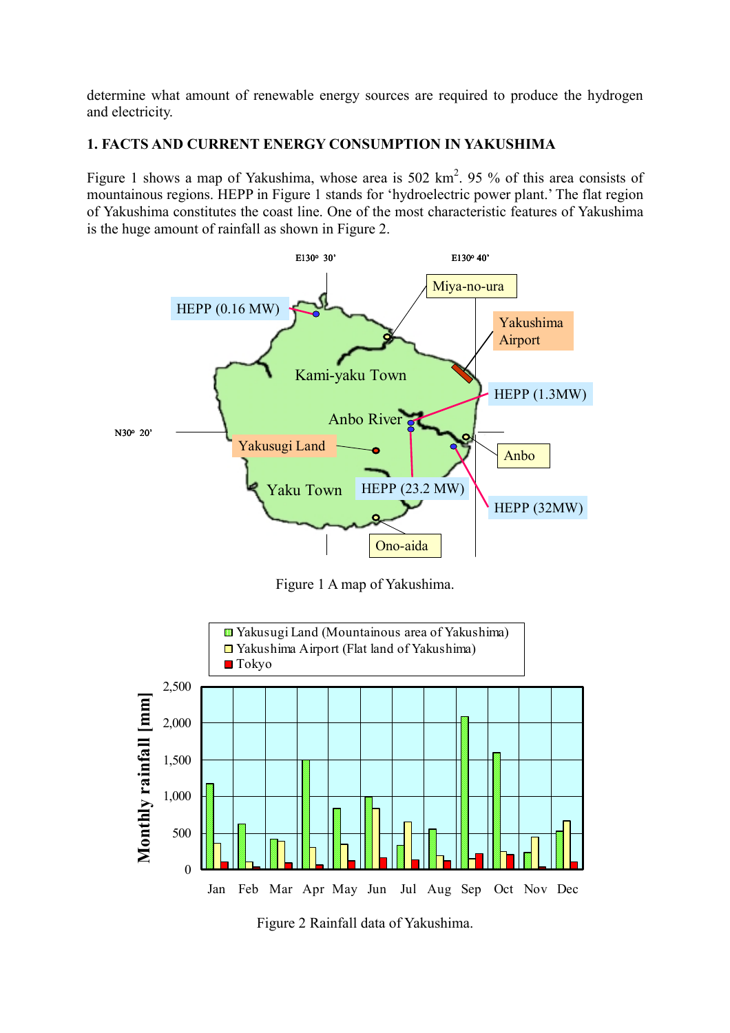determine what amount of renewable energy sources are required to produce the hydrogen and electricity.

## 1. FACTS AND CURRENT ENERGY CONSUMPTION IN YAKUSHIMA

Figure 1 shows a map of Yakushima, whose area is 502 km$^2$. 95 % of this area consists of mountainous regions. HEPP in Figure 1 stands for 'hydroelectric power plant.' The flat region of Yakushima constitutes the coast line. One of the most characteristic features of Yakushima is the huge amount of rainfall as shown in Figure 2.

Figure 1 A map of Yakushima.

Figure 2 Rainfall data of Yakushima.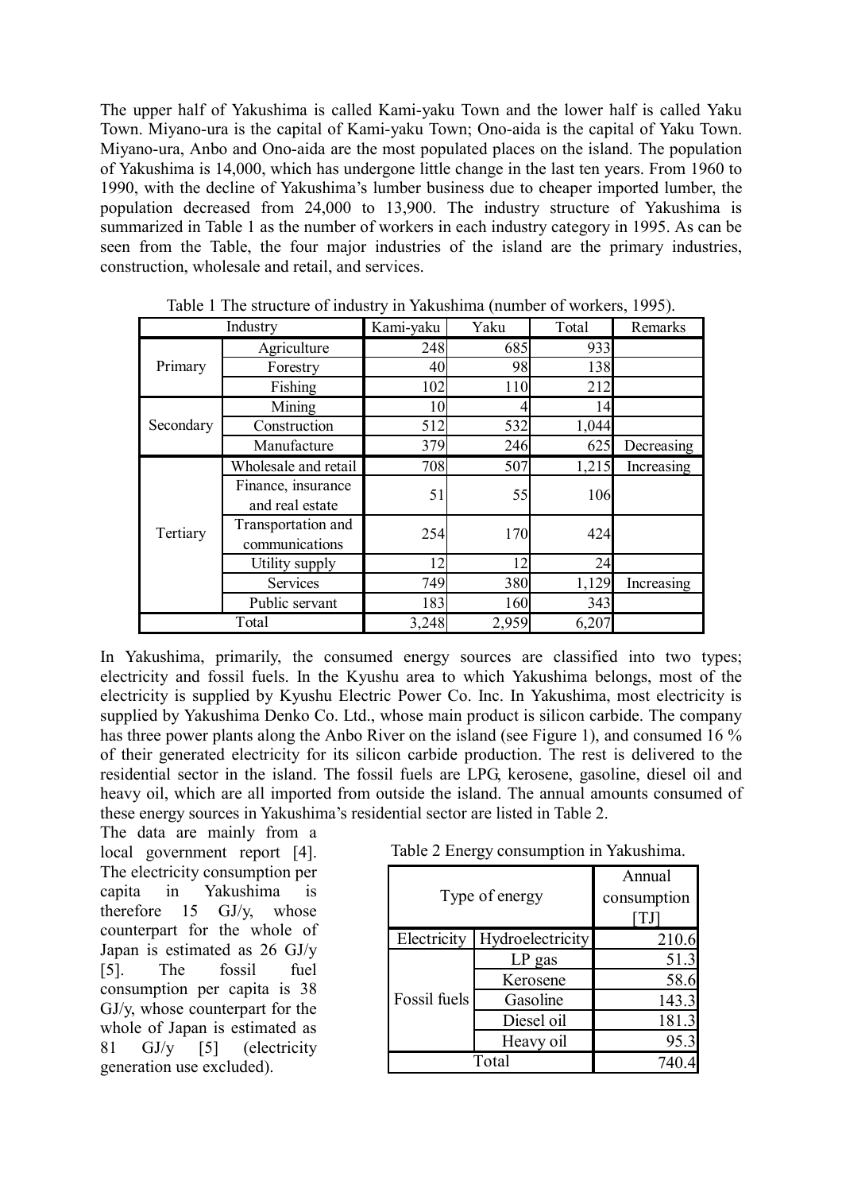The upper half of Yakushima is called Kami-yaku Town and the lower half is called Yaku Town. Miyano-ura is the capital of Kami-yaku Town; Ono-aida is the capital of Yaku Town. Miyano-ura, Anbo and Ono-aida are the most populated places on the island. The population of Yakushima is 14,000, which has undergone little change in the last ten years. From 1960 to 1990, with the decline of Yakushima's lumber business due to cheaper imported lumber, the population decreased from 24,000 to 13,900. The industry structure of Yakushima is summarized in Table 1 as the number of workers in each industry category in 1995. As can be seen from the Table, the four major industries of the island are the primary industries, construction, wholesale and retail, and services.

Table 1 The structure of industry in Yakushima (number of workers, 1995).

| Industry | | Kami-yaku | Yaku | Total | Remarks |
|---|---|---|---|---|---|
| Primary | Agriculture | 248 | 685 | 933 | |
| | Forestry | 40 | 98 | 138 | |
| | Fishing | 102 | 110 | 212 | |
| Secondary | Mining | 10 | 4 | 14 | |
| | Construction | 512 | 532 | 1,044 | |
| | Manufacture | 379 | 246 | 625 | Decreasing |
| Tertiary | Wholesale and retail | 708 | 507 | 1,215 | Increasing |
| | Finance, insurance and real estate | 51 | 55 | 106 | |
| | Transportation and communications | 254 | 170 | 424 | |
| | Utility supply | 12 | 12 | 24 | |
| | Services | 749 | 380 | 1,129 | Increasing |
| | Public servant | 183 | 160 | 343 | |
| Total | | 3,248 | 2,959 | 6,207 | |

In Yakushima, primarily, the consumed energy sources are classified into two types; electricity and fossil fuels. In the Kyushu area to which Yakushima belongs, most of the electricity is supplied by Kyushu Electric Power Co. Inc. In Yakushima, most electricity is supplied by Yakushima Denko Co. Ltd., whose main product is silicon carbide. The company has three power plants along the Anbo River on the island (see Figure 1), and consumed 16 % of their generated electricity for its silicon carbide production. The rest is delivered to the residential sector in the island. The fossil fuels are LPG, kerosene, gasoline, diesel oil and heavy oil, which are all imported from outside the island. The annual amounts consumed of these energy sources in Yakushima's residential sector are listed in Table 2.

The data are mainly from a local government report [4]. The electricity consumption per capita in Yakushima is therefore 15 GJ/y, whose counterpart for the whole of Japan is estimated as 26 GJ/y [5]. The fossil fuel consumption per capita is 38 GJ/y, whose counterpart for the whole of Japan is estimated as 81 GJ/y [5] (electricity generation use excluded).

Table 2 Energy consumption in Yakushima.

| Type of energy | | Annual consumption [TJ] |
|---|---|---|
| Electricity | Hydroelectricity | 210.6 |
| Fossil fuels | LP gas | 51.3 |
| | Kerosene | 58.6 |
| | Gasoline | 143.3 |
| | Diesel oil | 181.3 |
| | Heavy oil | 95.3 |
| Total | | 740.4 |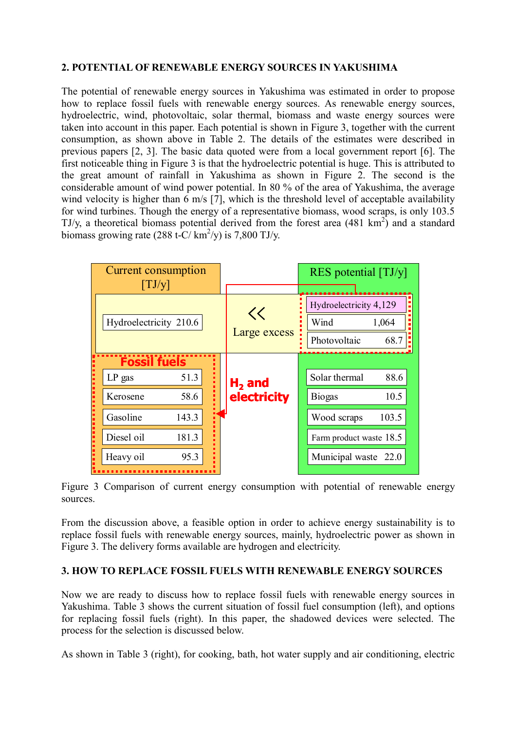## 2. POTENTIAL OF RENEWABLE ENERGY SOURCES IN YAKUSHIMA

The potential of renewable energy sources in Yakushima was estimated in order to propose how to replace fossil fuels with renewable energy sources. As renewable energy sources, hydroelectric, wind, photovoltaic, solar thermal, biomass and waste energy sources were taken into account in this paper. Each potential is shown in Figure 3, together with the current consumption, as shown above in Table 2. The details of the estimates were described in previous papers [2, 3]. The basic data quoted were from a local government report [6]. The first noticeable thing in Figure 3 is that the hydroelectric potential is huge. This is attributed to the great amount of rainfall in Yakushima as shown in Figure 2. The second is the considerable amount of wind power potential. In 80 % of the area of Yakushima, the average wind velocity is higher than 6 m/s [7], which is the threshold level of acceptable availability for wind turbines. Though the energy of a representative biomass, wood scraps, is only 103.5 TJ/y, a theoretical biomass potential derived from the forest area (481 $km^2$) and a standard biomass growing rate (288 t-C/ $km^2$/y) is 7,800 TJ/y.

| Current consumption [TJ/y] | | | RES potential [TJ/y] | |
|---|---|---|---|---|
| Hydroelectricity | 210.6 | ≪ Large excess | Hydroelectricity | 4,129 |
| | | | Wind | 1,064 |
| | | | Photovoltaic | 68.7 |
| **Fossil fuels** | | **$H_2$ and electricity** | | |
| LP gas | 51.3 | | Solar thermal | 88.6 |
| Kerosene | 58.6 | | Biogas | 10.5 |
| Gasoline | 143.3 | | Wood scraps | 103.5 |
| Diesel oil | 181.3 | | Farm product waste | 18.5 |
| Heavy oil | 95.3 | | Municipal waste | 22.0 |

Figure 3 Comparison of current energy consumption with potential of renewable energy sources.

From the discussion above, a feasible option in order to achieve energy sustainability is to replace fossil fuels with renewable energy sources, mainly, hydroelectric power as shown in Figure 3. The delivery forms available are hydrogen and electricity.

## 3. HOW TO REPLACE FOSSIL FUELS WITH RENEWABLE ENERGY SOURCES

Now we are ready to discuss how to replace fossil fuels with renewable energy sources in Yakushima. Table 3 shows the current situation of fossil fuel consumption (left), and options for replacing fossil fuels (right). In this paper, the shadowed devices were selected. The process for the selection is discussed below.

As shown in Table 3 (right), for cooking, bath, hot water supply and air conditioning, electric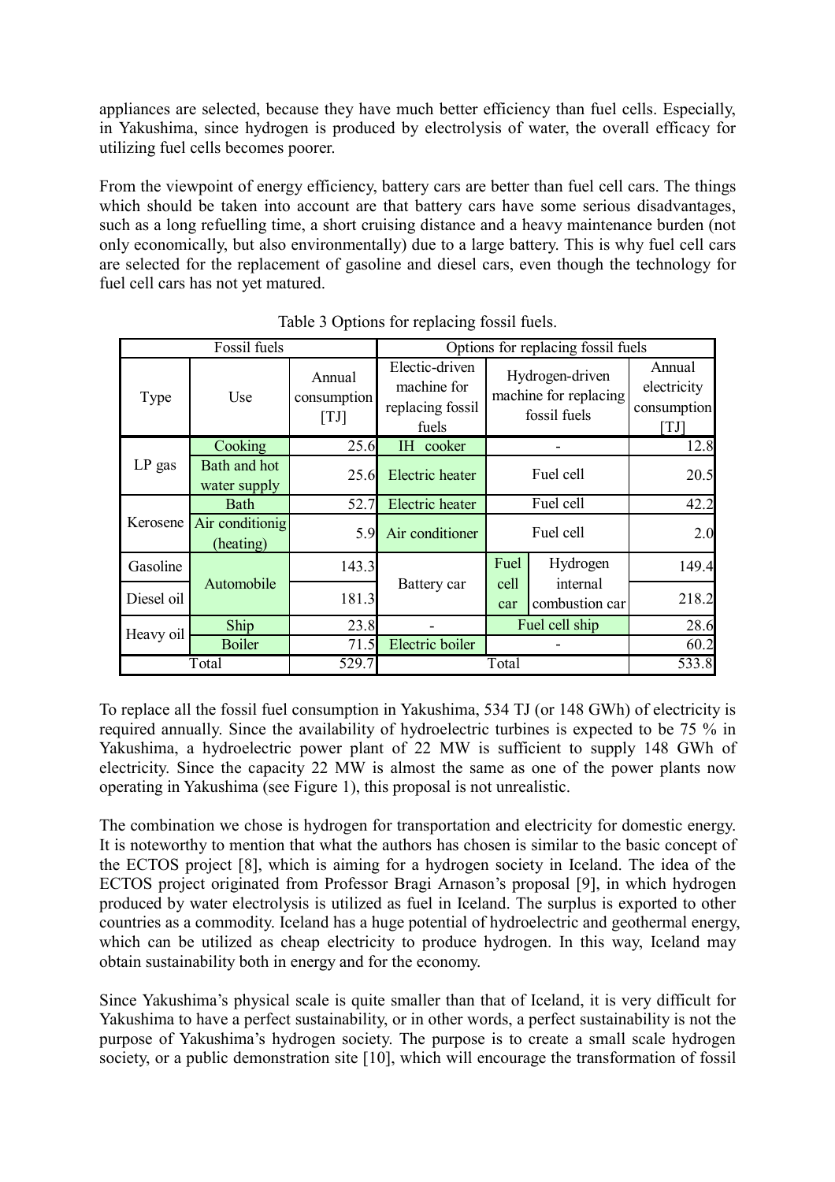appliances are selected, because they have much better efficiency than fuel cells. Especially, in Yakushima, since hydrogen is produced by electrolysis of water, the overall efficacy for utilizing fuel cells becomes poorer.

From the viewpoint of energy efficiency, battery cars are better than fuel cell cars. The things which should be taken into account are that battery cars have some serious disadvantages, such as a long refuelling time, a short cruising distance and a heavy maintenance burden (not only economically, but also environmentally) due to a large battery. This is why fuel cell cars are selected for the replacement of gasoline and diesel cars, even though the technology for fuel cell cars has not yet matured.

Table 3 Options for replacing fossil fuels.

| Fossil fuels | | | Options for replacing fossil fuels | | | |
|---|---|---|---|---|---|---|
| Type | Use | Annual consumption [TJ] | Electic-driven machine for replacing fossil fuels | Hydrogen-driven machine for replacing fossil fuels | | Annual electricity consumption [TJ] |
| LP gas | Cooking | 25.6 | IH cooker | - | | 12.8 |
| | Bath and hot water supply | 25.6 | Electric heater | Fuel cell | | 20.5 |
| Kerosene | Bath | 52.7 | Electric heater | Fuel cell | | 42.2 |
| | Air conditionig (heating) | 5.9 | Air conditioner | Fuel cell | | 2.0 |
| Gasoline | Automobile | 143.3 | Battery car | Fuel cell car | Hydrogen internal combustion car | 149.4 |
| Diesel oil | | 181.3 | | | | 218.2 |
| Heavy oil | Ship | 23.8 | - | Fuel cell ship | | 28.6 |
| | Boiler | 71.5 | Electric boiler | - | | 60.2 |
| Total | | 529.7 | Total | | | 533.8 |

To replace all the fossil fuel consumption in Yakushima, 534 TJ (or 148 GWh) of electricity is required annually. Since the availability of hydroelectric turbines is expected to be 75 % in Yakushima, a hydroelectric power plant of 22 MW is sufficient to supply 148 GWh of electricity. Since the capacity 22 MW is almost the same as one of the power plants now operating in Yakushima (see Figure 1), this proposal is not unrealistic.

The combination we chose is hydrogen for transportation and electricity for domestic energy. It is noteworthy to mention that what the authors has chosen is similar to the basic concept of the ECTOS project [8], which is aiming for a hydrogen society in Iceland. The idea of the ECTOS project originated from Professor Bragi Arnason's proposal [9], in which hydrogen produced by water electrolysis is utilized as fuel in Iceland. The surplus is exported to other countries as a commodity. Iceland has a huge potential of hydroelectric and geothermal energy, which can be utilized as cheap electricity to produce hydrogen. In this way, Iceland may obtain sustainability both in energy and for the economy.

Since Yakushima's physical scale is quite smaller than that of Iceland, it is very difficult for Yakushima to have a perfect sustainability, or in other words, a perfect sustainability is not the purpose of Yakushima's hydrogen society. The purpose is to create a small scale hydrogen society, or a public demonstration site [10], which will encourage the transformation of fossil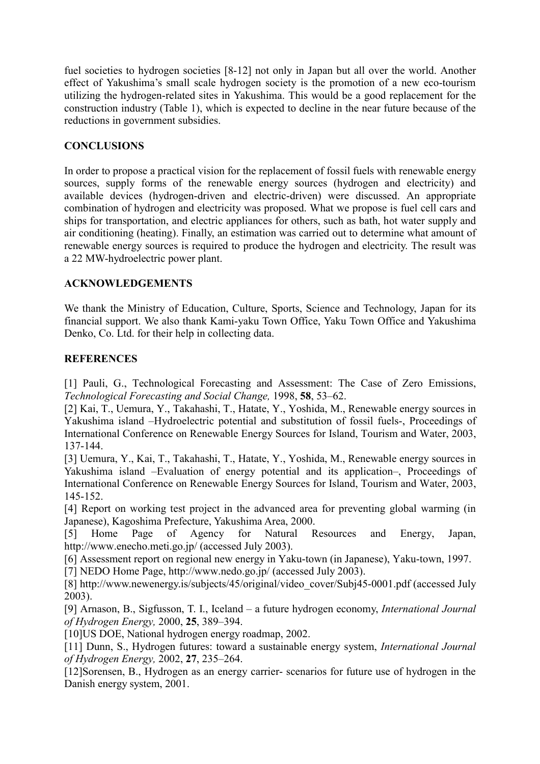fuel societies to hydrogen societies [8-12] not only in Japan but all over the world. Another effect of Yakushima's small scale hydrogen society is the promotion of a new eco-tourism utilizing the hydrogen-related sites in Yakushima. This would be a good replacement for the construction industry (Table 1), which is expected to decline in the near future because of the reductions in government subsidies.

## CONCLUSIONS

In order to propose a practical vision for the replacement of fossil fuels with renewable energy sources, supply forms of the renewable energy sources (hydrogen and electricity) and available devices (hydrogen-driven and electric-driven) were discussed. An appropriate combination of hydrogen and electricity was proposed. What we propose is fuel cell cars and ships for transportation, and electric appliances for others, such as bath, hot water supply and air conditioning (heating). Finally, an estimation was carried out to determine what amount of renewable energy sources is required to produce the hydrogen and electricity. The result was a 22 MW-hydroelectric power plant.

## ACKNOWLEDGEMENTS

We thank the Ministry of Education, Culture, Sports, Science and Technology, Japan for its financial support. We also thank Kami-yaku Town Office, Yaku Town Office and Yakushima Denko, Co. Ltd. for their help in collecting data.

## REFERENCES

[1] Pauli, G., Technological Forecasting and Assessment: The Case of Zero Emissions, *Technological Forecasting and Social Change,* 1998, **58**, 53–62.

[2] Kai, T., Uemura, Y., Takahashi, T., Hatate, Y., Yoshida, M., Renewable energy sources in Yakushima island –Hydroelectric potential and substitution of fossil fuels-, Proceedings of International Conference on Renewable Energy Sources for Island, Tourism and Water, 2003, 137-144.

[3] Uemura, Y., Kai, T., Takahashi, T., Hatate, Y., Yoshida, M., Renewable energy sources in Yakushima island –Evaluation of energy potential and its application–, Proceedings of International Conference on Renewable Energy Sources for Island, Tourism and Water, 2003, 145-152.

[4] Report on working test project in the advanced area for preventing global warming (in Japanese), Kagoshima Prefecture, Yakushima Area, 2000.

[5] Home Page of Agency for Natural Resources and Energy, Japan, http://www.enecho.meti.go.jp/ (accessed July 2003).

[6] Assessment report on regional new energy in Yaku-town (in Japanese), Yaku-town, 1997.

[7] NEDO Home Page, http://www.nedo.go.jp/ (accessed July 2003).

[8] http://www.newenergy.is/subjects/45/original/video_cover/Subj45-0001.pdf (accessed July 2003).

[9] Arnason, B., Sigfusson, T. I., Iceland – a future hydrogen economy, *International Journal of Hydrogen Energy,* 2000, **25**, 389–394.

[10]US DOE, National hydrogen energy roadmap, 2002.

[11] Dunn, S., Hydrogen futures: toward a sustainable energy system, *International Journal of Hydrogen Energy,* 2002, **27**, 235–264.

[12]Sorensen, B., Hydrogen as an energy carrier- scenarios for future use of hydrogen in the Danish energy system, 2001.